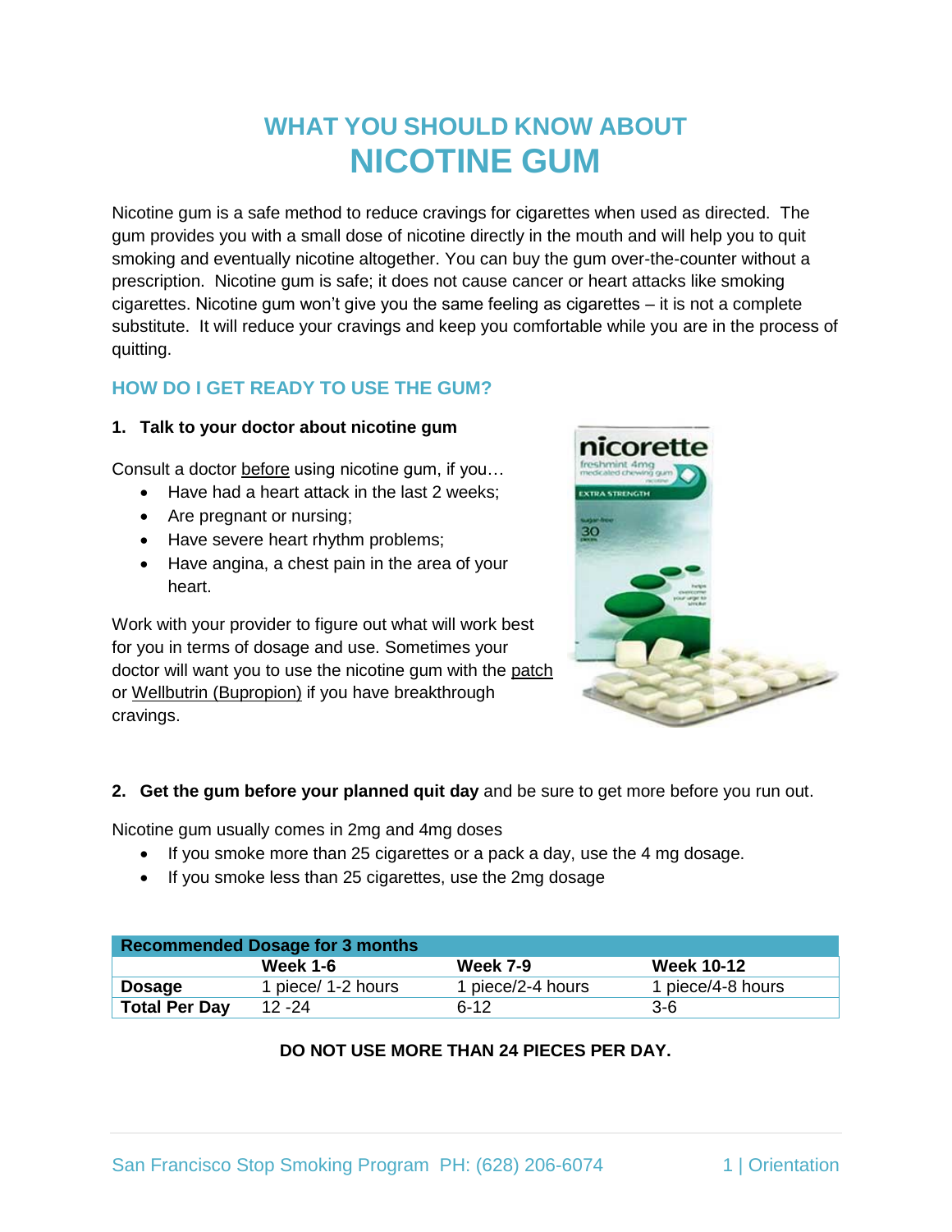# WHAT YOU SHOULD KNOW ABOUT
# NICOTINE GUM

Nicotine gum is a safe method to reduce cravings for cigarettes when used as directed. The gum provides you with a small dose of nicotine directly in the mouth and will help you to quit smoking and eventually nicotine altogether. You can buy the gum over-the-counter without a prescription. Nicotine gum is safe; it does not cause cancer or heart attacks like smoking cigarettes. Nicotine gum won't give you the same feeling as cigarettes – it is not a complete substitute. It will reduce your cravings and keep you comfortable while you are in the process of quitting.

## HOW DO I GET READY TO USE THE GUM?

**1. Talk to your doctor about nicotine gum**

Consult a doctor before using nicotine gum, if you…

- Have had a heart attack in the last 2 weeks;
- Are pregnant or nursing;
- Have severe heart rhythm problems;
- Have angina, a chest pain in the area of your heart.

Work with your provider to figure out what will work best for you in terms of dosage and use. Sometimes your doctor will want you to use the nicotine gum with the patch or Wellbutrin (Bupropion) if you have breakthrough cravings.

**2. Get the gum before your planned quit day** and be sure to get more before you run out.

Nicotine gum usually comes in 2mg and 4mg doses

- If you smoke more than 25 cigarettes or a pack a day, use the 4 mg dosage.
- If you smoke less than 25 cigarettes, use the 2mg dosage

| Recommended Dosage for 3 months | | | |
|---|---|---|---|
| | **Week 1-6** | **Week 7-9** | **Week 10-12** |
| **Dosage** | 1 piece/ 1-2 hours | 1 piece/2-4 hours | 1 piece/4-8 hours |
| **Total Per Day** | 12 -24 | 6-12 | 3-6 |

**DO NOT USE MORE THAN 24 PIECES PER DAY.**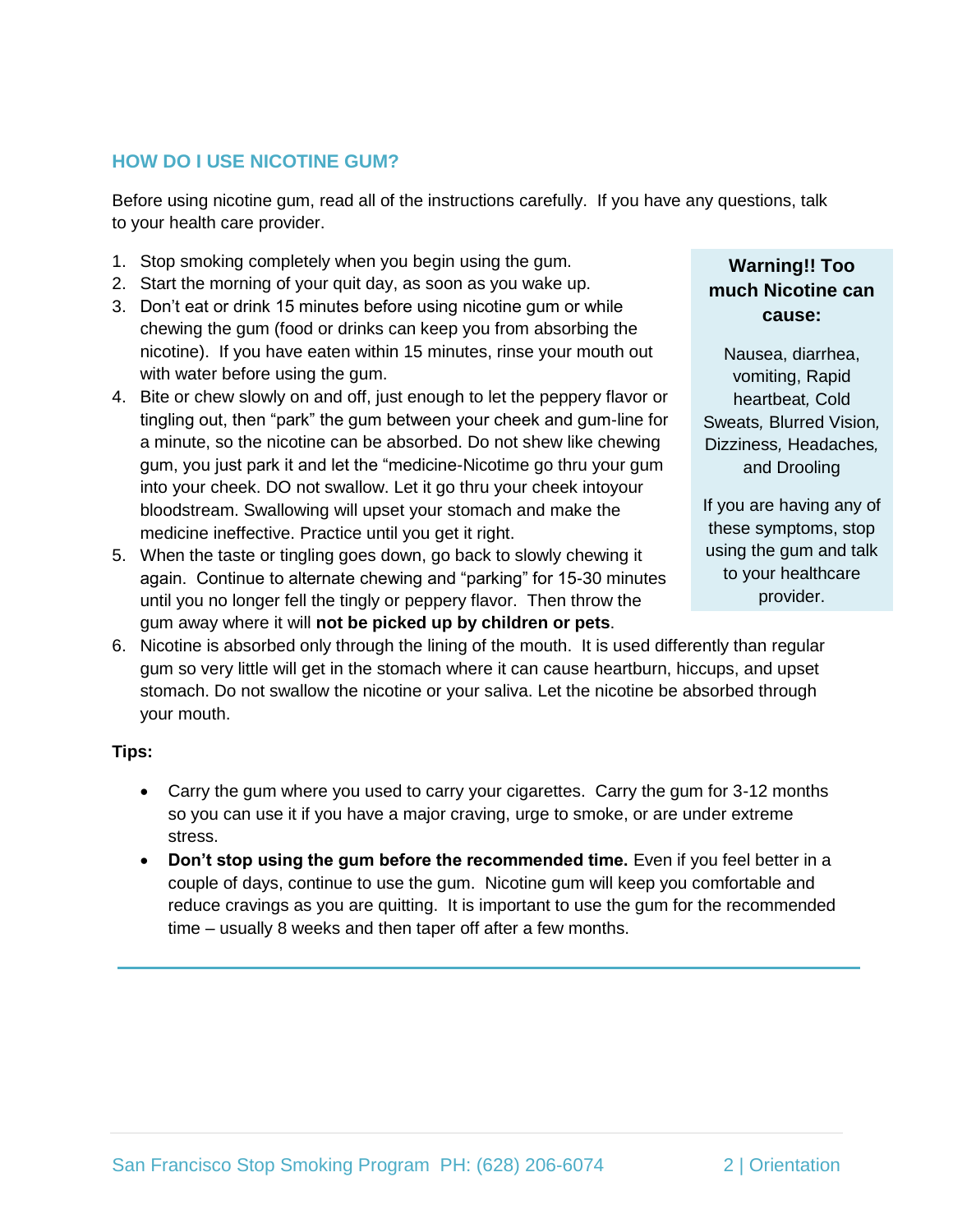## HOW DO I USE NICOTINE GUM?

Before using nicotine gum, read all of the instructions carefully. If you have any questions, talk to your health care provider.

1. Stop smoking completely when you begin using the gum.
2. Start the morning of your quit day, as soon as you wake up.
3. Don't eat or drink 15 minutes before using nicotine gum or while chewing the gum (food or drinks can keep you from absorbing the nicotine). If you have eaten within 15 minutes, rinse your mouth out with water before using the gum.
4. Bite or chew slowly on and off, just enough to let the peppery flavor or tingling out, then "park" the gum between your cheek and gum-line for a minute, so the nicotine can be absorbed. Do not shew like chewing gum, you just park it and let the "medicine-Nicotime go thru your gum into your cheek. DO not swallow. Let it go thru your cheek intoyour bloodstream. Swallowing will upset your stomach and make the medicine ineffective. Practice until you get it right.
5. When the taste or tingling goes down, go back to slowly chewing it again. Continue to alternate chewing and "parking" for 15-30 minutes until you no longer fell the tingly or peppery flavor. Then throw the gum away where it will **not be picked up by children or pets**.
6. Nicotine is absorbed only through the lining of the mouth. It is used differently than regular gum so very little will get in the stomach where it can cause heartburn, hiccups, and upset stomach. Do not swallow the nicotine or your saliva. Let the nicotine be absorbed through your mouth.

**Warning!! Too much Nicotine can cause:**

Nausea, diarrhea, vomiting, Rapid heartbeat, Cold Sweats, Blurred Vision, Dizziness, Headaches, and Drooling

If you are having any of these symptoms, stop using the gum and talk to your healthcare provider.

**Tips:**

- Carry the gum where you used to carry your cigarettes. Carry the gum for 3-12 months so you can use it if you have a major craving, urge to smoke, or are under extreme stress.
- **Don't stop using the gum before the recommended time.** Even if you feel better in a couple of days, continue to use the gum. Nicotine gum will keep you comfortable and reduce cravings as you are quitting. It is important to use the gum for the recommended time – usually 8 weeks and then taper off after a few months.